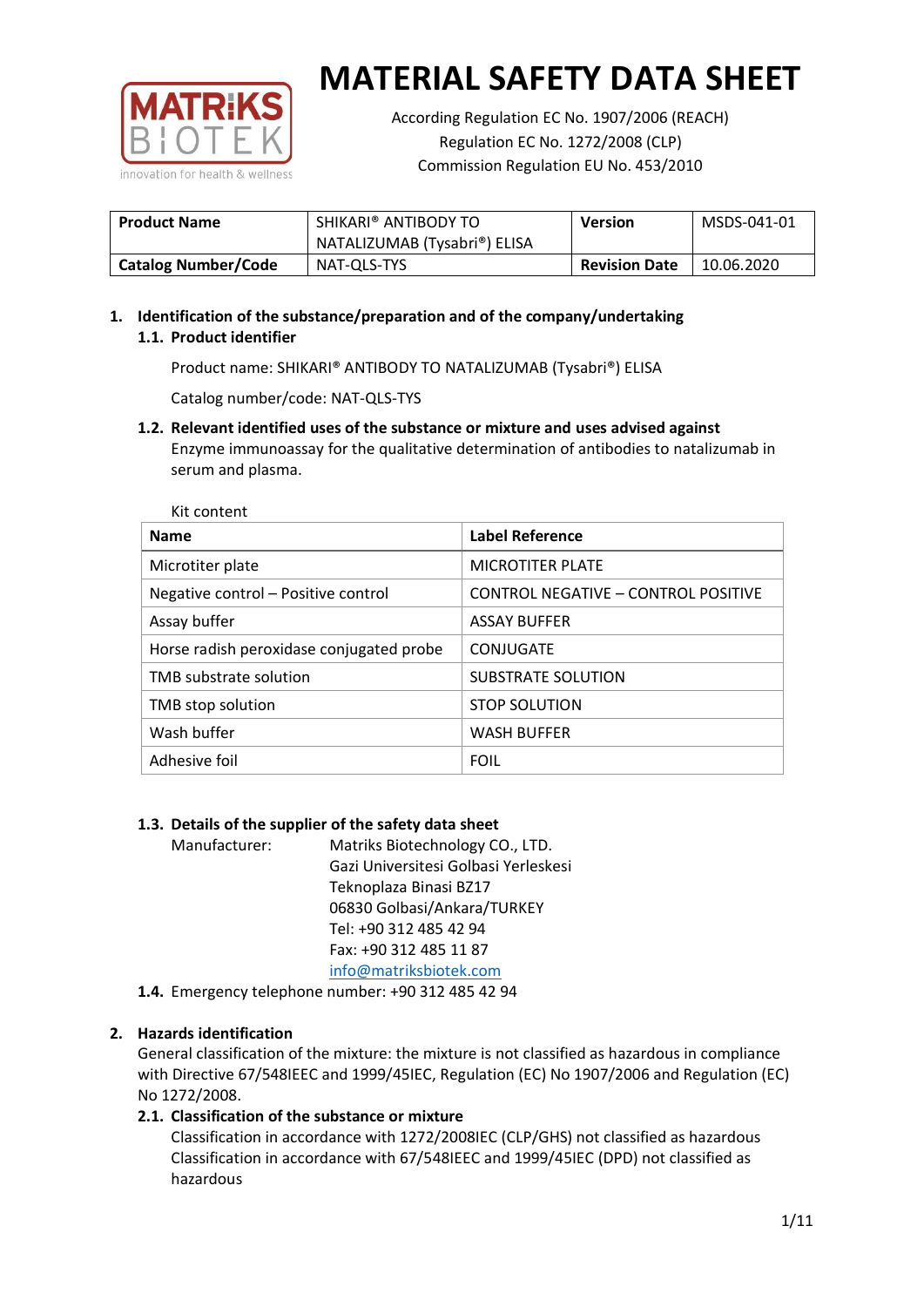# MATERIAL SAFETY DATA SHEET

According Regulation EC No. 1907/2006 (REACH)
Regulation EC No. 1272/2008 (CLP)
Commission Regulation EU No. 453/2010

| Product Name | SHIKARI® ANTIBODY TO NATALIZUMAB (Tysabri®) ELISA | Version | MSDS-041-01 |
|---|---|---|---|
| Catalog Number/Code | NAT-QLS-TYS | Revision Date | 10.06.2020 |

## 1. Identification of the substance/preparation and of the company/undertaking

### 1.1. Product identifier

Product name: SHIKARI® ANTIBODY TO NATALIZUMAB (Tysabri®) ELISA

Catalog number/code: NAT-QLS-TYS

### 1.2. Relevant identified uses of the substance or mixture and uses advised against

Enzyme immunoassay for the qualitative determination of antibodies to natalizumab in serum and plasma.

Kit content

| Name | Label Reference |
|---|---|
| Microtiter plate | MICROTITER PLATE |
| Negative control – Positive control | CONTROL NEGATIVE – CONTROL POSITIVE |
| Assay buffer | ASSAY BUFFER |
| Horse radish peroxidase conjugated probe | CONJUGATE |
| TMB substrate solution | SUBSTRATE SOLUTION |
| TMB stop solution | STOP SOLUTION |
| Wash buffer | WASH BUFFER |
| Adhesive foil | FOIL |

### 1.3. Details of the supplier of the safety data sheet

Manufacturer: Matriks Biotechnology CO., LTD.
Gazi Universitesi Golbasi Yerleskesi
Teknoplaza Binasi BZ17
06830 Golbasi/Ankara/TURKEY
Tel: +90 312 485 42 94
Fax: +90 312 485 11 87
info@matriksbiotek.com

### 1.4. Emergency telephone number: +90 312 485 42 94

## 2. Hazards identification

General classification of the mixture: the mixture is not classified as hazardous in compliance with Directive 67/548IEEC and 1999/45IEC, Regulation (EC) No 1907/2006 and Regulation (EC) No 1272/2008.

### 2.1. Classification of the substance or mixture

Classification in accordance with 1272/2008IEC (CLP/GHS) not classified as hazardous
Classification in accordance with 67/548IEEC and 1999/45IEC (DPD) not classified as hazardous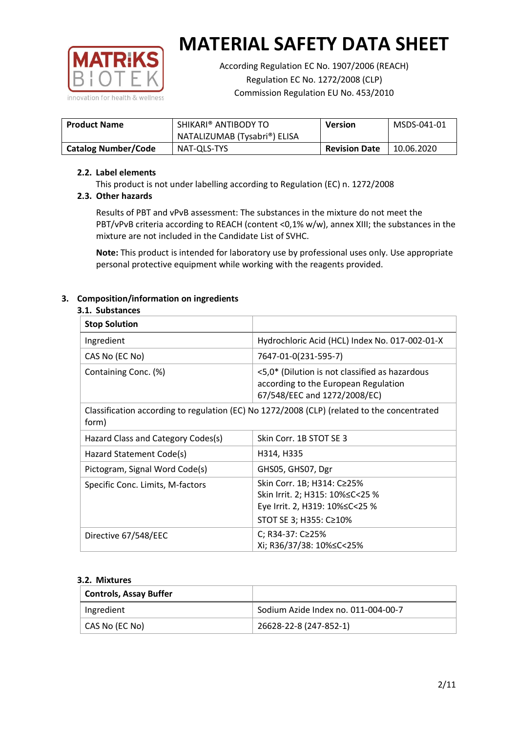# MATERIAL SAFETY DATA SHEET

According Regulation EC No. 1907/2006 (REACH)
Regulation EC No. 1272/2008 (CLP)
Commission Regulation EU No. 453/2010

| **Product Name** | SHIKARI® ANTIBODY TO NATALIZUMAB (Tysabri®) ELISA | **Version** | MSDS-041-01 |
|---|---|---|---|
| **Catalog Number/Code** | NAT-QLS-TYS | **Revision Date** | 10.06.2020 |

### 2.2. Label elements

This product is not under labelling according to Regulation (EC) n. 1272/2008

### 2.3. Other hazards

Results of PBT and vPvB assessment: The substances in the mixture do not meet the PBT/vPvB criteria according to REACH (content <0,1% w/w), annex XIII; the substances in the mixture are not included in the Candidate List of SVHC.

**Note:** This product is intended for laboratory use by professional uses only. Use appropriate personal protective equipment while working with the reagents provided.

## 3. Composition/information on ingredients

### 3.1. Substances

| **Stop Solution** | |
|---|---|
| Ingredient | Hydrochloric Acid (HCL) Index No. 017-002-01-X |
| CAS No (EC No) | 7647-01-0(231-595-7) |
| Containing Conc. (%) | <5,0* (Dilution is not classified as hazardous according to the European Regulation 67/548/EEC and 1272/2008/EC) |
| Classification according to regulation (EC) No 1272/2008 (CLP) (related to the concentrated form) | |
| Hazard Class and Category Codes(s) | Skin Corr. 1B STOT SE 3 |
| Hazard Statement Code(s) | H314, H335 |
| Pictogram, Signal Word Code(s) | GHS05, GHS07, Dgr |
| Specific Conc. Limits, M-factors | Skin Corr. 1B; H314: C≥25%<br>Skin Irrit. 2; H315: 10%≤C<25 %<br>Eye Irrit. 2, H319: 10%≤C<25 %<br>STOT SE 3; H355: C≥10% |
| Directive 67/548/EEC | C; R34-37: C≥25%<br>Xi; R36/37/38: 10%≤C<25% |

### 3.2. Mixtures

| **Controls, Assay Buffer** | |
|---|---|
| Ingredient | Sodium Azide Index no. 011-004-00-7 |
| CAS No (EC No) | 26628-22-8 (247-852-1) |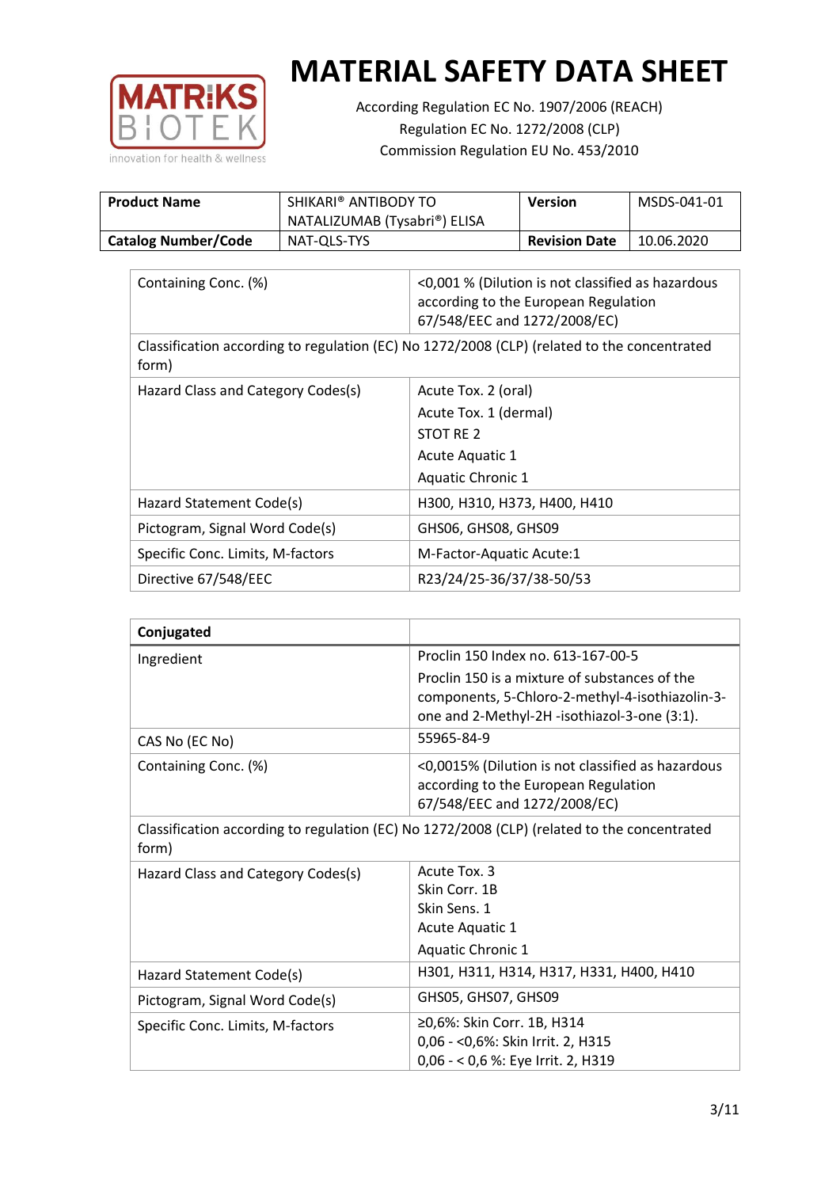# MATERIAL SAFETY DATA SHEET

According Regulation EC No. 1907/2006 (REACH)
Regulation EC No. 1272/2008 (CLP)
Commission Regulation EU No. 453/2010

| **Product Name** | SHIKARI® ANTIBODY TO NATALIZUMAB (Tysabri®) ELISA | **Version** | MSDS-041-01 |
|---|---|---|---|
| **Catalog Number/Code** | NAT-QLS-TYS | **Revision Date** | 10.06.2020 |

| Containing Conc. (%) | <0,001 % (Dilution is not classified as hazardous according to the European Regulation 67/548/EEC and 1272/2008/EC) |
|---|---|
| Classification according to regulation (EC) No 1272/2008 (CLP) (related to the concentrated form) | |
| Hazard Class and Category Codes(s) | Acute Tox. 2 (oral)<br>Acute Tox. 1 (dermal)<br>STOT RE 2<br>Acute Aquatic 1<br>Aquatic Chronic 1 |
| Hazard Statement Code(s) | H300, H310, H373, H400, H410 |
| Pictogram, Signal Word Code(s) | GHS06, GHS08, GHS09 |
| Specific Conc. Limits, M-factors | M-Factor-Aquatic Acute:1 |
| Directive 67/548/EEC | R23/24/25-36/37/38-50/53 |

| **Conjugated** | |
|---|---|
| Ingredient | Proclin 150 Index no. 613-167-00-5<br>Proclin 150 is a mixture of substances of the components, 5-Chloro-2-methyl-4-isothiazolin-3-one and 2-Methyl-2H -isothiazol-3-one (3:1). |
| CAS No (EC No) | 55965-84-9 |
| Containing Conc. (%) | <0,0015% (Dilution is not classified as hazardous according to the European Regulation 67/548/EEC and 1272/2008/EC) |
| Classification according to regulation (EC) No 1272/2008 (CLP) (related to the concentrated form) | |
| Hazard Class and Category Codes(s) | Acute Tox. 3<br>Skin Corr. 1B<br>Skin Sens. 1<br>Acute Aquatic 1<br>Aquatic Chronic 1 |
| Hazard Statement Code(s) | H301, H311, H314, H317, H331, H400, H410 |
| Pictogram, Signal Word Code(s) | GHS05, GHS07, GHS09 |
| Specific Conc. Limits, M-factors | ≥0,6%: Skin Corr. 1B, H314<br>0,06 - <0,6%: Skin Irrit. 2, H315<br>0,06 - < 0,6 %: Eye Irrit. 2, H319 |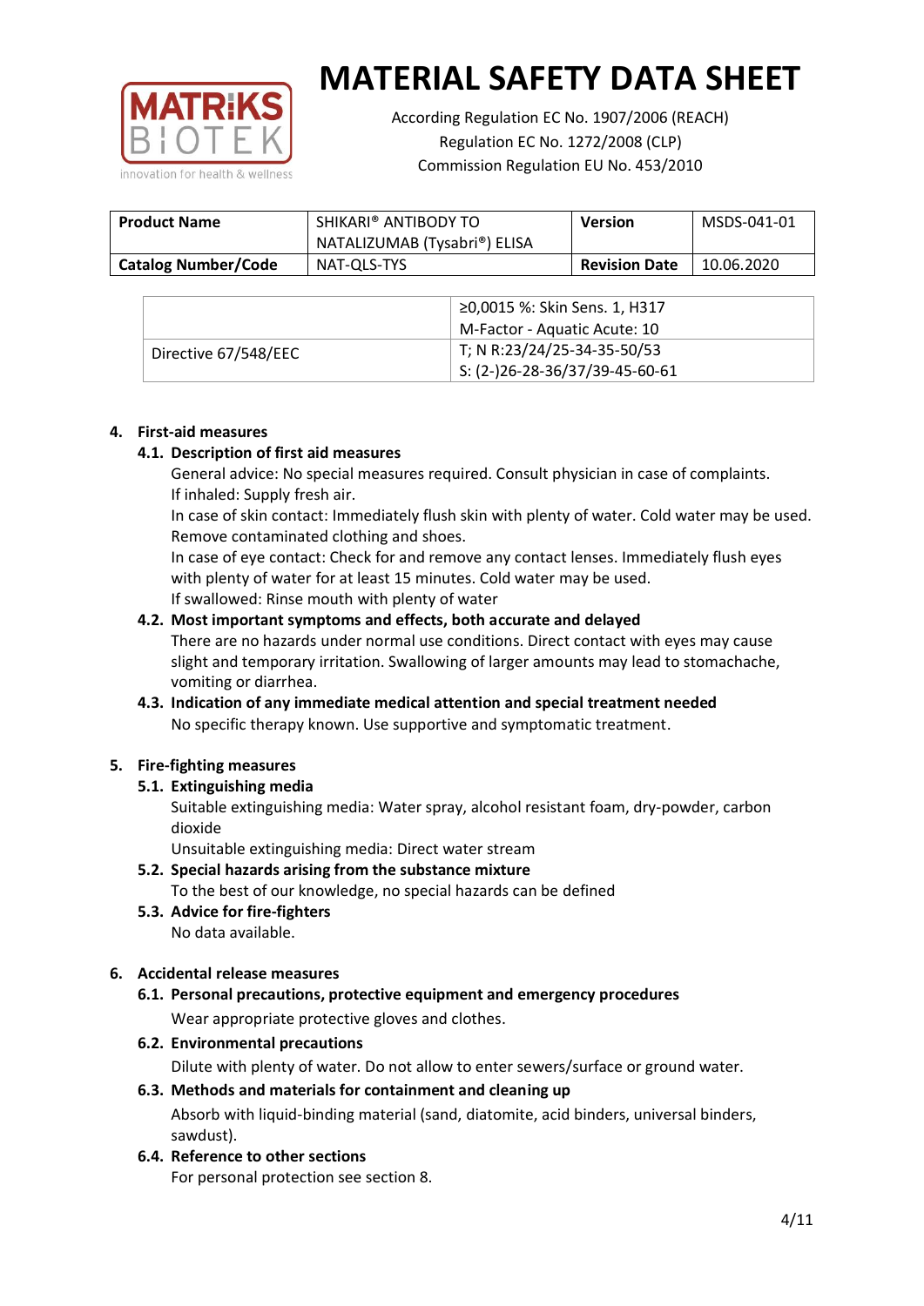# MATERIAL SAFETY DATA SHEET

According Regulation EC No. 1907/2006 (REACH)
Regulation EC No. 1272/2008 (CLP)
Commission Regulation EU No. 453/2010

| **Product Name** | SHIKARI® ANTIBODY TO NATALIZUMAB (Tysabri®) ELISA | **Version** | MSDS-041-01 |
|---|---|---|---|
| **Catalog Number/Code** | NAT-QLS-TYS | **Revision Date** | 10.06.2020 |

| | |
|---|---|
| | ≥0,0015 %: Skin Sens. 1, H317<br>M-Factor - Aquatic Acute: 10 |
| Directive 67/548/EEC | T; N R:23/24/25-34-35-50/53<br>S: (2-)26-28-36/37/39-45-60-61 |

## 4. First-aid measures

### 4.1. Description of first aid measures

General advice: No special measures required. Consult physician in case of complaints.
If inhaled: Supply fresh air.
In case of skin contact: Immediately flush skin with plenty of water. Cold water may be used. Remove contaminated clothing and shoes.
In case of eye contact: Check for and remove any contact lenses. Immediately flush eyes with plenty of water for at least 15 minutes. Cold water may be used.
If swallowed: Rinse mouth with plenty of water

### 4.2. Most important symptoms and effects, both accurate and delayed

There are no hazards under normal use conditions. Direct contact with eyes may cause slight and temporary irritation. Swallowing of larger amounts may lead to stomachache, vomiting or diarrhea.

### 4.3. Indication of any immediate medical attention and special treatment needed

No specific therapy known. Use supportive and symptomatic treatment.

## 5. Fire-fighting measures

### 5.1. Extinguishing media

Suitable extinguishing media: Water spray, alcohol resistant foam, dry-powder, carbon dioxide
Unsuitable extinguishing media: Direct water stream

### 5.2. Special hazards arising from the substance mixture

To the best of our knowledge, no special hazards can be defined

### 5.3. Advice for fire-fighters

No data available.

## 6. Accidental release measures

### 6.1. Personal precautions, protective equipment and emergency procedures

Wear appropriate protective gloves and clothes.

### 6.2. Environmental precautions

Dilute with plenty of water. Do not allow to enter sewers/surface or ground water.

### 6.3. Methods and materials for containment and cleaning up

Absorb with liquid-binding material (sand, diatomite, acid binders, universal binders, sawdust).

### 6.4. Reference to other sections

For personal protection see section 8.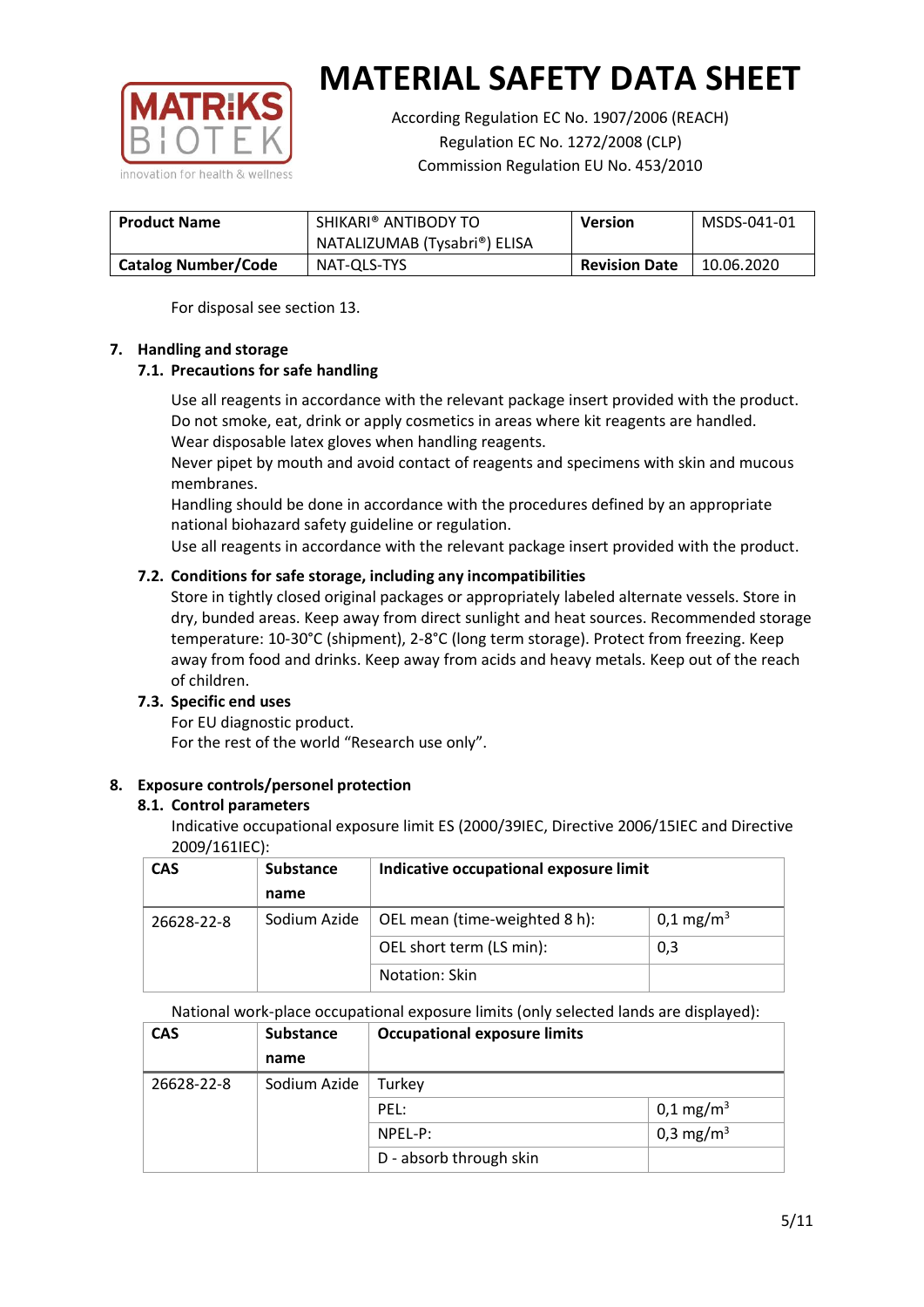For disposal see section 13.

## 7. Handling and storage

### 7.1. Precautions for safe handling

Use all reagents in accordance with the relevant package insert provided with the product.
Do not smoke, eat, drink or apply cosmetics in areas where kit reagents are handled.
Wear disposable latex gloves when handling reagents.
Never pipet by mouth and avoid contact of reagents and specimens with skin and mucous membranes.
Handling should be done in accordance with the procedures defined by an appropriate national biohazard safety guideline or regulation.
Use all reagents in accordance with the relevant package insert provided with the product.

### 7.2. Conditions for safe storage, including any incompatibilities

Store in tightly closed original packages or appropriately labeled alternate vessels. Store in dry, bunded areas. Keep away from direct sunlight and heat sources. Recommended storage temperature: 10-30°C (shipment), 2-8°C (long term storage). Protect from freezing. Keep away from food and drinks. Keep away from acids and heavy metals. Keep out of the reach of children.

### 7.3. Specific end uses

For EU diagnostic product.
For the rest of the world "Research use only".

## 8. Exposure controls/personel protection

### 8.1. Control parameters

Indicative occupational exposure limit ES (2000/39IEC, Directive 2006/15IEC and Directive 2009/161IEC):

| CAS | Substance name | Indicative occupational exposure limit | |
|---|---|---|---|
| 26628-22-8 | Sodium Azide | OEL mean (time-weighted 8 h): | 0,1 mg/m$^3$ |
| | | OEL short term (LS min): | 0,3 |
| | | Notation: Skin | |

National work-place occupational exposure limits (only selected lands are displayed):

| CAS | Substance name | Occupational exposure limits | |
|---|---|---|---|
| 26628-22-8 | Sodium Azide | Turkey | |
| | | PEL: | 0,1 mg/m$^3$ |
| | | NPEL-P: | 0,3 mg/m$^3$ |
| | | D - absorb through skin | |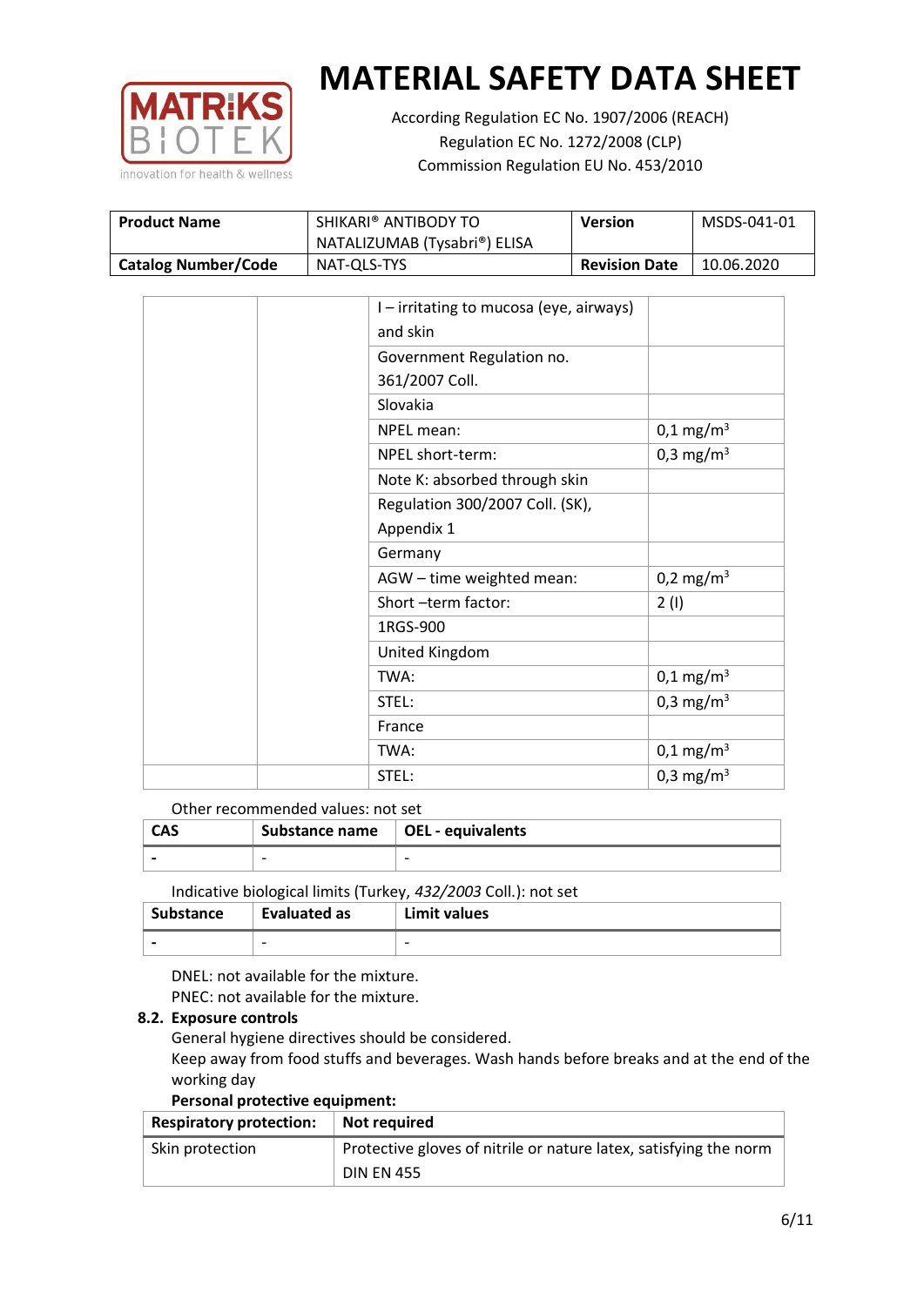# MATERIAL SAFETY DATA SHEET

According Regulation EC No. 1907/2006 (REACH)
Regulation EC No. 1272/2008 (CLP)
Commission Regulation EU No. 453/2010

| Product Name | SHIKARI® ANTIBODY TO NATALIZUMAB (Tysabri®) ELISA | Version | MSDS-041-01 |
|---|---|---|---|
| Catalog Number/Code | NAT-QLS-TYS | Revision Date | 10.06.2020 |

| | | | |
|---|---|---|---|
| | | I – irritating to mucosa (eye, airways) and skin | |
| | | Government Regulation no. 361/2007 Coll. | |
| | | Slovakia | |
| | | NPEL mean: | 0,1 mg/m$^3$ |
| | | NPEL short-term: | 0,3 mg/m$^3$ |
| | | Note K: absorbed through skin | |
| | | Regulation 300/2007 Coll. (SK), Appendix 1 | |
| | | Germany | |
| | | AGW – time weighted mean: | 0,2 mg/m$^3$ |
| | | Short –term factor: | 2 (I) |
| | | 1RGS-900 | |
| | | United Kingdom | |
| | | TWA: | 0,1 mg/m$^3$ |
| | | STEL: | 0,3 mg/m$^3$ |
| | | France | |
| | | TWA: | 0,1 mg/m$^3$ |
| | | STEL: | 0,3 mg/m$^3$ |

Other recommended values: not set

| CAS | Substance name | OEL - equivalents |
|---|---|---|
| - | - | - |

Indicative biological limits (Turkey, *432/2003* Coll.): not set

| Substance | Evaluated as | Limit values |
|---|---|---|
| - | - | - |

DNEL: not available for the mixture.
PNEC: not available for the mixture.

**8.2. Exposure controls**

General hygiene directives should be considered.
Keep away from food stuffs and beverages. Wash hands before breaks and at the end of the working day

**Personal protective equipment:**

| Respiratory protection: | Not required |
|---|---|
| Skin protection | Protective gloves of nitrile or nature latex, satisfying the norm DIN EN 455 |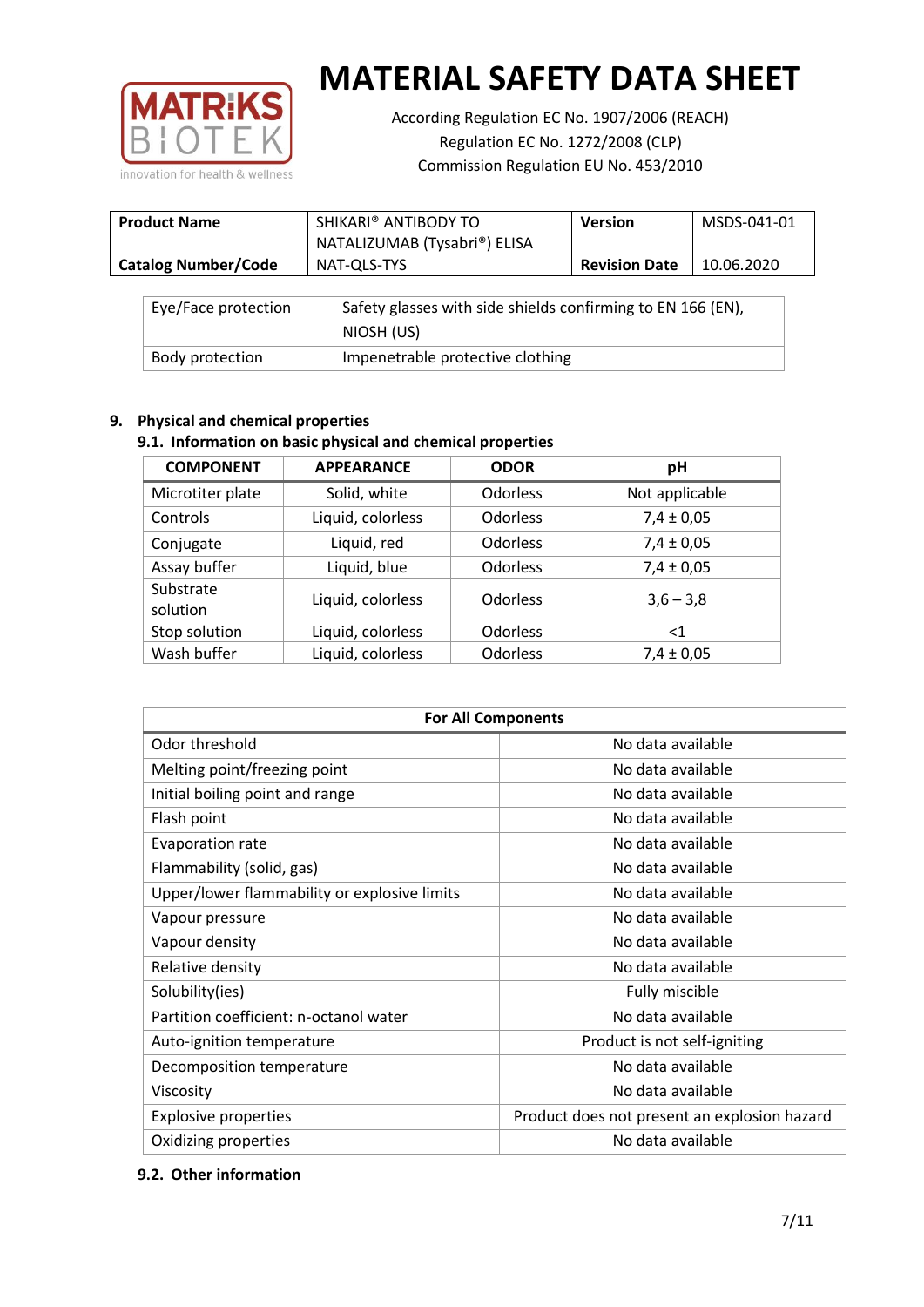| Product Name | SHIKARI® ANTIBODY TO NATALIZUMAB (Tysabri®) ELISA | Version | MSDS-041-01 |
|---|---|---|---|
| Catalog Number/Code | NAT-QLS-TYS | Revision Date | 10.06.2020 |

| Eye/Face protection | Safety glasses with side shields confirming to EN 166 (EN), NIOSH (US) |
|---|---|
| Body protection | Impenetrable protective clothing |

## 9. Physical and chemical properties

### 9.1. Information on basic physical and chemical properties

| COMPONENT | APPEARANCE | ODOR | pH |
|---|---|---|---|
| Microtiter plate | Solid, white | Odorless | Not applicable |
| Controls | Liquid, colorless | Odorless | 7,4 ± 0,05 |
| Conjugate | Liquid, red | Odorless | 7,4 ± 0,05 |
| Assay buffer | Liquid, blue | Odorless | 7,4 ± 0,05 |
| Substrate solution | Liquid, colorless | Odorless | 3,6 – 3,8 |
| Stop solution | Liquid, colorless | Odorless | <1 |
| Wash buffer | Liquid, colorless | Odorless | 7,4 ± 0,05 |

| For All Components | |
|---|---|
| Odor threshold | No data available |
| Melting point/freezing point | No data available |
| Initial boiling point and range | No data available |
| Flash point | No data available |
| Evaporation rate | No data available |
| Flammability (solid, gas) | No data available |
| Upper/lower flammability or explosive limits | No data available |
| Vapour pressure | No data available |
| Vapour density | No data available |
| Relative density | No data available |
| Solubility(ies) | Fully miscible |
| Partition coefficient: n-octanol water | No data available |
| Auto-ignition temperature | Product is not self-igniting |
| Decomposition temperature | No data available |
| Viscosity | No data available |
| Explosive properties | Product does not present an explosion hazard |
| Oxidizing properties | No data available |

### 9.2. Other information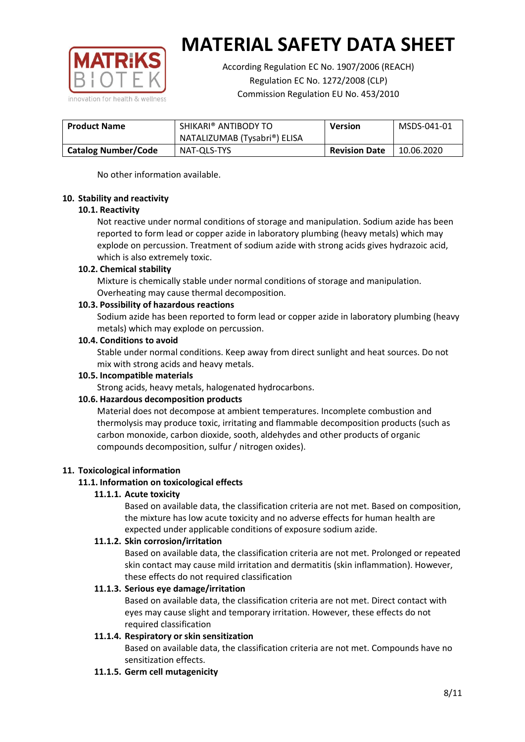No other information available.

## 10. Stability and reactivity

### 10.1. Reactivity

Not reactive under normal conditions of storage and manipulation. Sodium azide has been reported to form lead or copper azide in laboratory plumbing (heavy metals) which may explode on percussion. Treatment of sodium azide with strong acids gives hydrazoic acid, which is also extremely toxic.

### 10.2. Chemical stability

Mixture is chemically stable under normal conditions of storage and manipulation. Overheating may cause thermal decomposition.

### 10.3. Possibility of hazardous reactions

Sodium azide has been reported to form lead or copper azide in laboratory plumbing (heavy metals) which may explode on percussion.

### 10.4. Conditions to avoid

Stable under normal conditions. Keep away from direct sunlight and heat sources. Do not mix with strong acids and heavy metals.

### 10.5. Incompatible materials

Strong acids, heavy metals, halogenated hydrocarbons.

### 10.6. Hazardous decomposition products

Material does not decompose at ambient temperatures. Incomplete combustion and thermolysis may produce toxic, irritating and flammable decomposition products (such as carbon monoxide, carbon dioxide, sooth, aldehydes and other products of organic compounds decomposition, sulfur / nitrogen oxides).

## 11. Toxicological information

### 11.1. Information on toxicological effects

#### 11.1.1. Acute toxicity

Based on available data, the classification criteria are not met. Based on composition, the mixture has low acute toxicity and no adverse effects for human health are expected under applicable conditions of exposure sodium azide.

#### 11.1.2. Skin corrosion/irritation

Based on available data, the classification criteria are not met. Prolonged or repeated skin contact may cause mild irritation and dermatitis (skin inflammation). However, these effects do not required classification

#### 11.1.3. Serious eye damage/irritation

Based on available data, the classification criteria are not met. Direct contact with eyes may cause slight and temporary irritation. However, these effects do not required classification

#### 11.1.4. Respiratory or skin sensitization

Based on available data, the classification criteria are not met. Compounds have no sensitization effects.

#### 11.1.5. Germ cell mutagenicity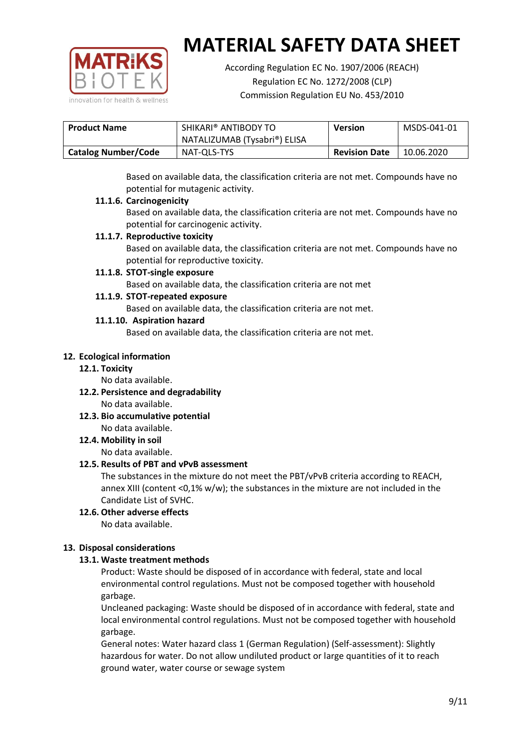| **Product Name** | SHIKARI® ANTIBODY TO NATALIZUMAB (Tysabri®) ELISA | **Version** | MSDS-041-01 |
|---|---|---|---|
| **Catalog Number/Code** | NAT-QLS-TYS | **Revision Date** | 10.06.2020 |

Based on available data, the classification criteria are not met. Compounds have no potential for mutagenic activity.

#### 11.1.6. Carcinogenicity

Based on available data, the classification criteria are not met. Compounds have no potential for carcinogenic activity.

#### 11.1.7. Reproductive toxicity

Based on available data, the classification criteria are not met. Compounds have no potential for reproductive toxicity.

#### 11.1.8. STOT-single exposure

Based on available data, the classification criteria are not met

#### 11.1.9. STOT-repeated exposure

Based on available data, the classification criteria are not met.

#### 11.1.10. Aspiration hazard

Based on available data, the classification criteria are not met.

## 12. Ecological information

### 12.1. Toxicity

No data available.

### 12.2. Persistence and degradability

No data available.

### 12.3. Bio accumulative potential

No data available.

### 12.4. Mobility in soil

No data available.

### 12.5. Results of PBT and vPvB assessment

The substances in the mixture do not meet the PBT/vPvB criteria according to REACH, annex XIII (content <0,1% w/w); the substances in the mixture are not included in the Candidate List of SVHC.

### 12.6. Other adverse effects

No data available.

## 13. Disposal considerations

### 13.1. Waste treatment methods

Product: Waste should be disposed of in accordance with federal, state and local environmental control regulations. Must not be composed together with household garbage.

Uncleaned packaging: Waste should be disposed of in accordance with federal, state and local environmental control regulations. Must not be composed together with household garbage.

General notes: Water hazard class 1 (German Regulation) (Self-assessment): Slightly hazardous for water. Do not allow undiluted product or large quantities of it to reach ground water, water course or sewage system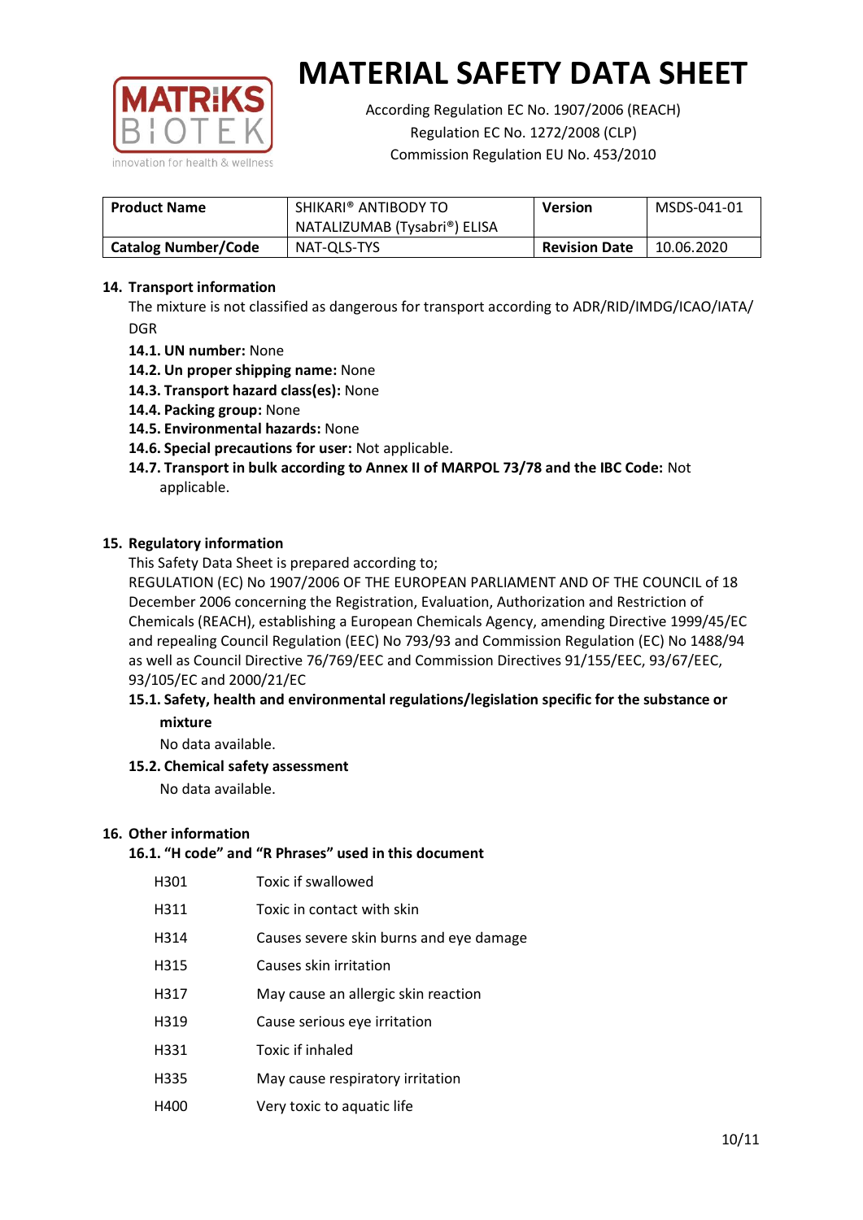# MATERIAL SAFETY DATA SHEET

According Regulation EC No. 1907/2006 (REACH)
Regulation EC No. 1272/2008 (CLP)
Commission Regulation EU No. 453/2010

| **Product Name** | SHIKARI® ANTIBODY TO NATALIZUMAB (Tysabri®) ELISA | **Version** | MSDS-041-01 |
|---|---|---|---|
| **Catalog Number/Code** | NAT-QLS-TYS | **Revision Date** | 10.06.2020 |

## 14. Transport information

The mixture is not classified as dangerous for transport according to ADR/RID/IMDG/ICAO/IATA/DGR

- **14.1. UN number:** None
- **14.2. Un proper shipping name:** None
- **14.3. Transport hazard class(es):** None
- **14.4. Packing group:** None
- **14.5. Environmental hazards:** None
- **14.6. Special precautions for user:** Not applicable.
- **14.7. Transport in bulk according to Annex II of MARPOL 73/78 and the IBC Code:** Not applicable.

## 15. Regulatory information

This Safety Data Sheet is prepared according to;

REGULATION (EC) No 1907/2006 OF THE EUROPEAN PARLIAMENT AND OF THE COUNCIL of 18 December 2006 concerning the Registration, Evaluation, Authorization and Restriction of Chemicals (REACH), establishing a European Chemicals Agency, amending Directive 1999/45/EC and repealing Council Regulation (EEC) No 793/93 and Commission Regulation (EC) No 1488/94 as well as Council Directive 76/769/EEC and Commission Directives 91/155/EEC, 93/67/EEC, 93/105/EC and 2000/21/EC

### 15.1. Safety, health and environmental regulations/legislation specific for the substance or mixture

No data available.

### 15.2. Chemical safety assessment

No data available.

## 16. Other information

### 16.1. "H code" and "R Phrases" used in this document

| | |
|---|---|
| H301 | Toxic if swallowed |
| H311 | Toxic in contact with skin |
| H314 | Causes severe skin burns and eye damage |
| H315 | Causes skin irritation |
| H317 | May cause an allergic skin reaction |
| H319 | Cause serious eye irritation |
| H331 | Toxic if inhaled |
| H335 | May cause respiratory irritation |
| H400 | Very toxic to aquatic life |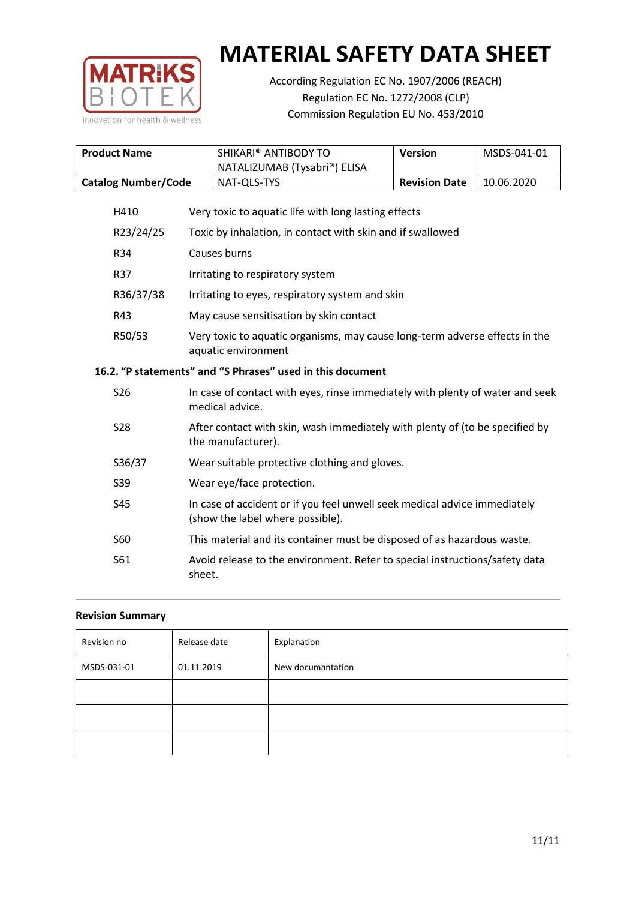| | |
|---|---|
| H410 | Very toxic to aquatic life with long lasting effects |
| R23/24/25 | Toxic by inhalation, in contact with skin and if swallowed |
| R34 | Causes burns |
| R37 | Irritating to respiratory system |
| R36/37/38 | Irritating to eyes, respiratory system and skin |
| R43 | May cause sensitisation by skin contact |
| R50/53 | Very toxic to aquatic organisms, may cause long-term adverse effects in the aquatic environment |

### 16.2. "P statements" and "S Phrases" used in this document

| | |
|---|---|
| S26 | In case of contact with eyes, rinse immediately with plenty of water and seek medical advice. |
| S28 | After contact with skin, wash immediately with plenty of (to be specified by the manufacturer). |
| S36/37 | Wear suitable protective clothing and gloves. |
| S39 | Wear eye/face protection. |
| S45 | In case of accident or if you feel unwell seek medical advice immediately (show the label where possible). |
| S60 | This material and its container must be disposed of as hazardous waste. |
| S61 | Avoid release to the environment. Refer to special instructions/safety data sheet. |

---

**Revision Summary**

| Revision no | Release date | Explanation |
|---|---|---|
| MSDS-031-01 | 01.11.2019 | New documantation |
| | | |
| | | |
| | | |